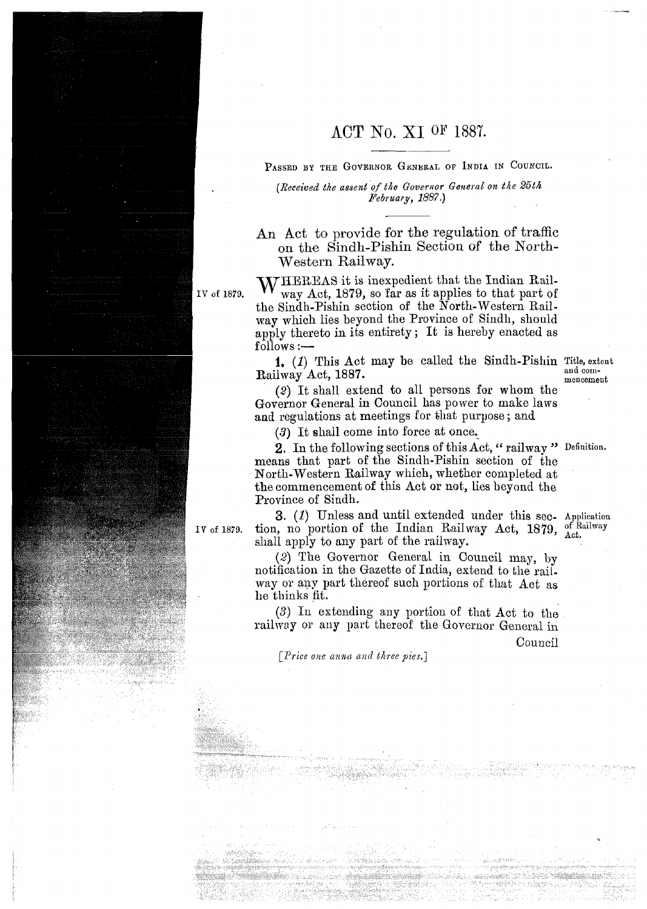# ACT No. XI OF 1887.

PASSED BY THE GOVERNOR GENERAL OF INDIA IN COUNCIL.

*(Received the assent of the Governor General on the 25th February, 1887.)*

An Act to provide for the regulation of traffic on the Sindh-Pishin Section of the North-Western Railway.

IV of 1879.

WHEREAS it is inexpedient that the Indian Railway Act, 1879, so far as it applies to that part of the Sindh-Pishin section of the North-Western Railway which lies beyond the Province of Sindh, should apply thereto in its entirety; It is hereby enacted as follows:—

Title, extent and commencement.

**1.** (*1*) This Act may be called the Sindh-Pishin Railway Act, 1887.

(*2*) It shall extend to all persons for whom the Governor General in Council has power to make laws and regulations at meetings for that purpose; and

(*3*) It shall come into force at once.

Definition.

**2.** In the following sections of this Act, "railway" means that part of the Sindh-Pishin section of the North-Western Railway which, whether completed at the commencement of this Act or not, lies beyond the Province of Sindh.

Application of Railway Act.

IV of 1879.

**3.** (*1*) Unless and until extended under this section, no portion of the Indian Railway Act, 1879, shall apply to any part of the railway.

(*2*) The Governor General in Council may, by notification in the Gazette of India, extend to the railway or any part thereof such portions of that Act as he thinks fit.

(*3*) In extending any portion of that Act to the railway or any part thereof the Governor General in Council

*[Price one anna and three pies.]*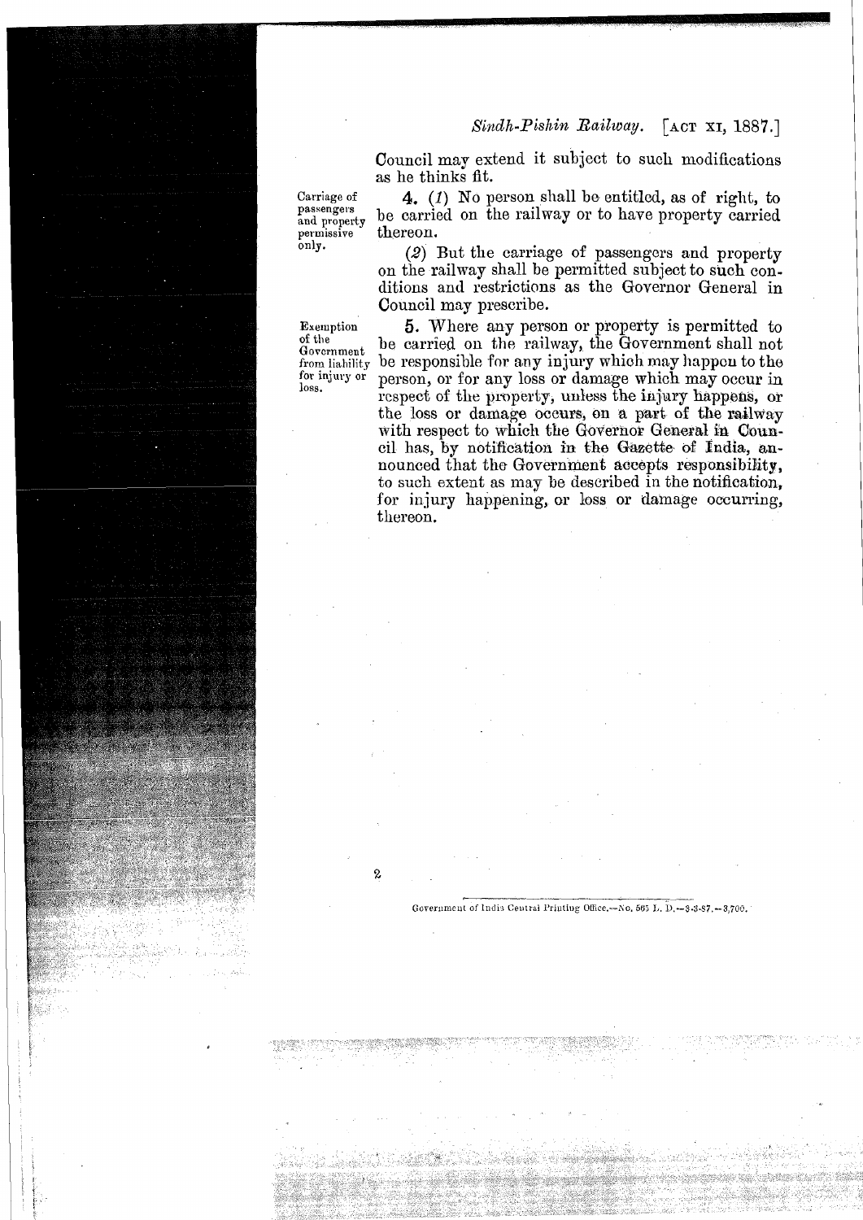Council may extend it subject to such modifications as he thinks fit.

Carriage of passengers and property permissive only.

**4.** (*1*) No person shall be entitled, as of right, to be carried on the railway or to have property carried thereon.

(*2*) But the carriage of passengers and property on the railway shall be permitted subject to such conditions and restrictions as the Governor General in Council may prescribe.

Exemption of the Government from liability for injury or loss.

**5.** Where any person or property is permitted to be carried on the railway, the Government shall not be responsible for any injury which may happen to the person, or for any loss or damage which may occur in respect of the property, unless the injury happens, or the loss or damage occurs, on a part of the railway with respect to which the Governor General in Council has, by notification in the Gazette of India, announced that the Government accepts responsibility, to such extent as may be described in the notification, for injury happening, or loss or damage occurring, thereon.

Government of India Central Printing Office.—No. 565 L. D.—3-3-87.—3,700.